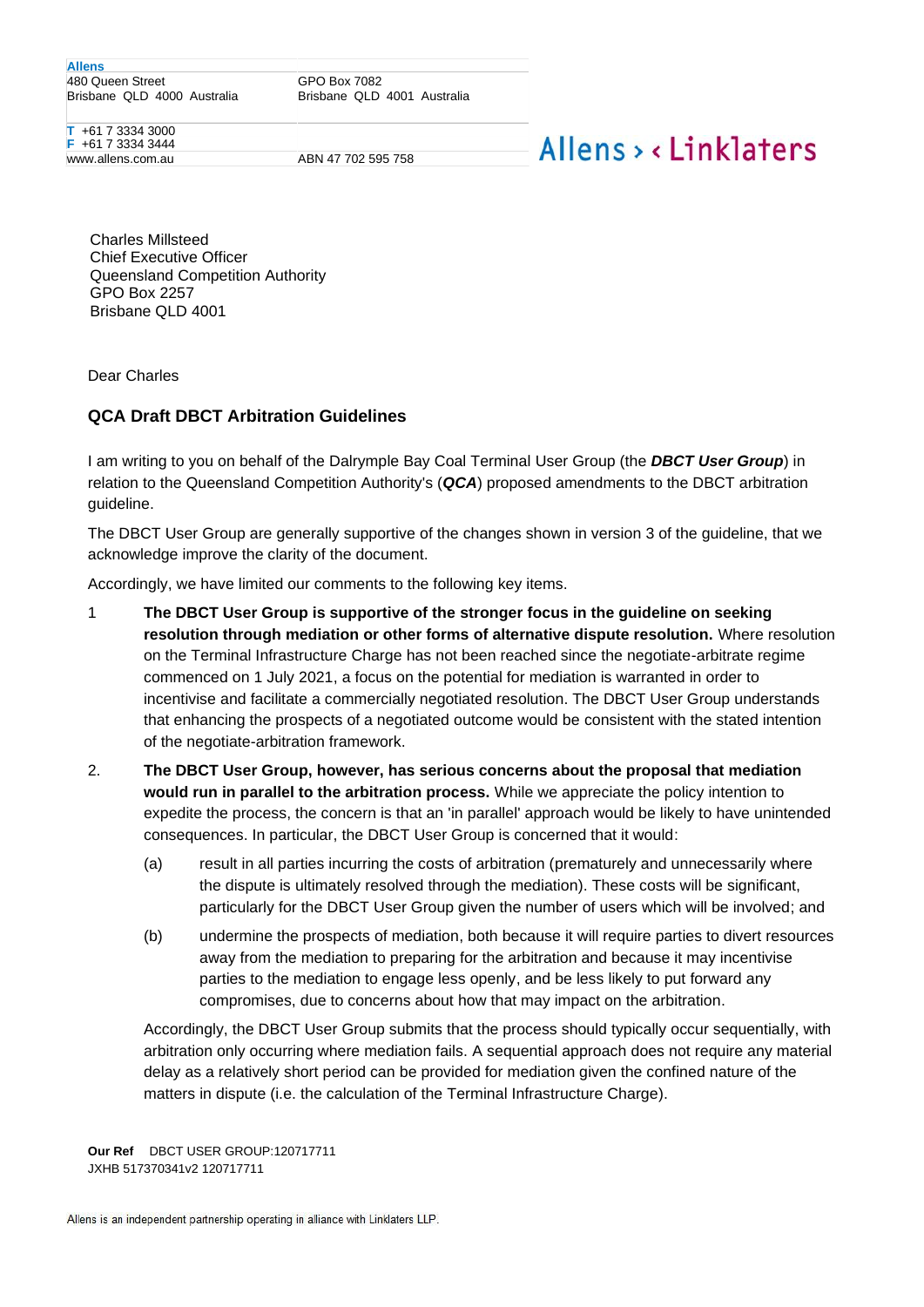Allens
480 Queen Street
Brisbane QLD 4000 Australia

GPO Box 7082
Brisbane QLD 4001 Australia

T +61 7 3334 3000
F +61 7 3334 3444
www.allens.com.au

ABN 47 702 595 758

Allens > < Linklaters

Charles Millsteed
Chief Executive Officer
Queensland Competition Authority
GPO Box 2257
Brisbane QLD 4001

Dear Charles

## QCA Draft DBCT Arbitration Guidelines

I am writing to you on behalf of the Dalrymple Bay Coal Terminal User Group (the ***DBCT User Group***) in relation to the Queensland Competition Authority's (***QCA***) proposed amendments to the DBCT arbitration guideline.

The DBCT User Group are generally supportive of the changes shown in version 3 of the guideline, that we acknowledge improve the clarity of the document.

Accordingly, we have limited our comments to the following key items.

1 **The DBCT User Group is supportive of the stronger focus in the guideline on seeking resolution through mediation or other forms of alternative dispute resolution.** Where resolution on the Terminal Infrastructure Charge has not been reached since the negotiate-arbitrate regime commenced on 1 July 2021, a focus on the potential for mediation is warranted in order to incentivise and facilitate a commercially negotiated resolution. The DBCT User Group understands that enhancing the prospects of a negotiated outcome would be consistent with the stated intention of the negotiate-arbitration framework.

2. **The DBCT User Group, however, has serious concerns about the proposal that mediation would run in parallel to the arbitration process.** While we appreciate the policy intention to expedite the process, the concern is that an 'in parallel' approach would be likely to have unintended consequences. In particular, the DBCT User Group is concerned that it would:

   (a) result in all parties incurring the costs of arbitration (prematurely and unnecessarily where the dispute is ultimately resolved through the mediation). These costs will be significant, particularly for the DBCT User Group given the number of users which will be involved; and

   (b) undermine the prospects of mediation, both because it will require parties to divert resources away from the mediation to preparing for the arbitration and because it may incentivise parties to the mediation to engage less openly, and be less likely to put forward any compromises, due to concerns about how that may impact on the arbitration.

   Accordingly, the DBCT User Group submits that the process should typically occur sequentially, with arbitration only occurring where mediation fails. A sequential approach does not require any material delay as a relatively short period can be provided for mediation given the confined nature of the matters in dispute (i.e. the calculation of the Terminal Infrastructure Charge).

**Our Ref** DBCT USER GROUP:120717711
JXHB 517370341v2 120717711

Allens is an independent partnership operating in alliance with Linklaters LLP.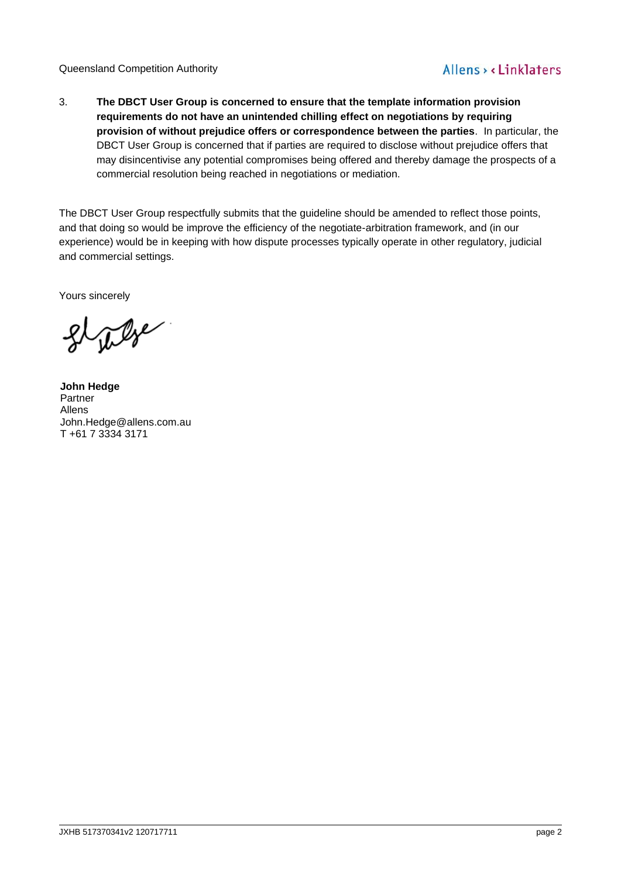3. **The DBCT User Group is concerned to ensure that the template information provision requirements do not have an unintended chilling effect on negotiations by requiring provision of without prejudice offers or correspondence between the parties**. In particular, the DBCT User Group is concerned that if parties are required to disclose without prejudice offers that may disincentivise any potential compromises being offered and thereby damage the prospects of a commercial resolution being reached in negotiations or mediation.

The DBCT User Group respectfully submits that the guideline should be amended to reflect those points, and that doing so would be improve the efficiency of the negotiate-arbitration framework, and (in our experience) would be in keeping with how dispute processes typically operate in other regulatory, judicial and commercial settings.

Yours sincerely

**John Hedge**
Partner
Allens
John.Hedge@allens.com.au
T +61 7 3334 3171

JXHB 517370341v2 120717711